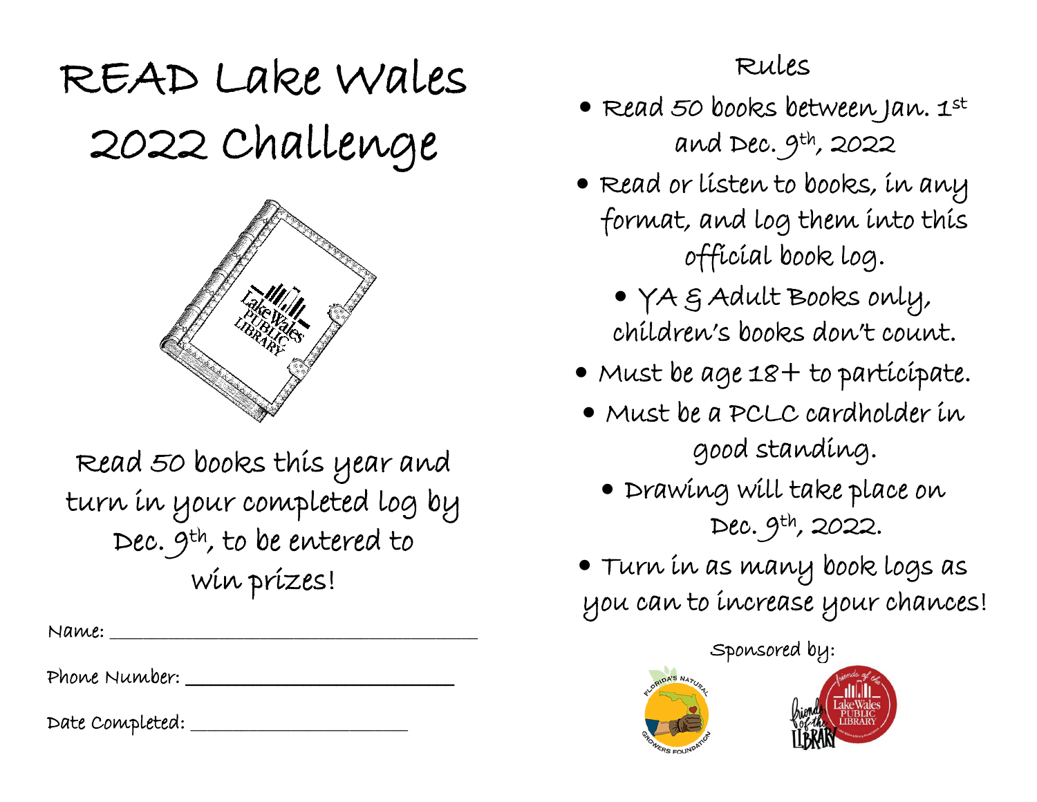# READ Lake Wales 2022 Challenge

Read 50 books this year and turn in your completed log by Dec. 9th, to be entered to win prizes!

Name: ___________________________________

Phone Number: __________________________

Date Completed: ________________________

## Rules

- Read 50 books between Jan. 1st and Dec. 9th, 2022
- Read or listen to books, in any format, and log them into this official book log.
  - YA & Adult Books only, children's books don't count.
- Must be age 18+ to participate.
- Must be a PCLC cardholder in good standing.
  - Drawing will take place on Dec. 9th, 2022.
- Turn in as many book logs as you can to increase your chances!

Sponsored by:

Florida's Natural Growers Foundation

Friends of the Lake Wales Public Library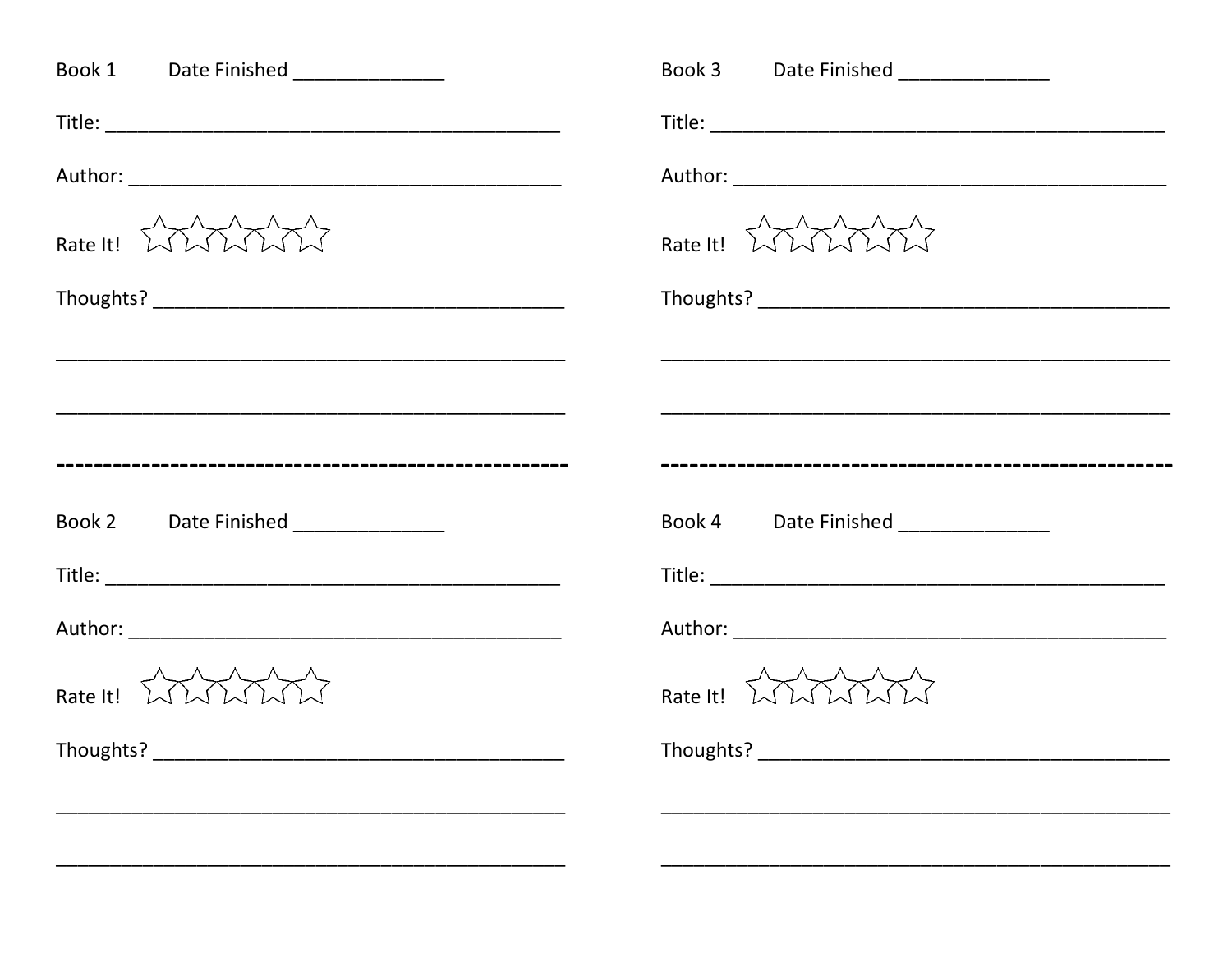Book 1 Date Finished ______________

Title: ___________________________________________

Author: _________________________________________

Rate It! ☆☆☆☆☆

Thoughts? _______________________________________

_______________________________________________

_______________________________________________

-----------------------------------------------------------

Book 2 Date Finished ______________

Title: ___________________________________________

Author: _________________________________________

Rate It! ☆☆☆☆☆

Thoughts? _______________________________________

_______________________________________________

_______________________________________________

Book 3 Date Finished ______________

Title: ___________________________________________

Author: _________________________________________

Rate It! ☆☆☆☆☆

Thoughts? _______________________________________

_______________________________________________

_______________________________________________

-----------------------------------------------------------

Book 4 Date Finished ______________

Title: ___________________________________________

Author: _________________________________________

Rate It! ☆☆☆☆☆

Thoughts? _______________________________________

_______________________________________________

_______________________________________________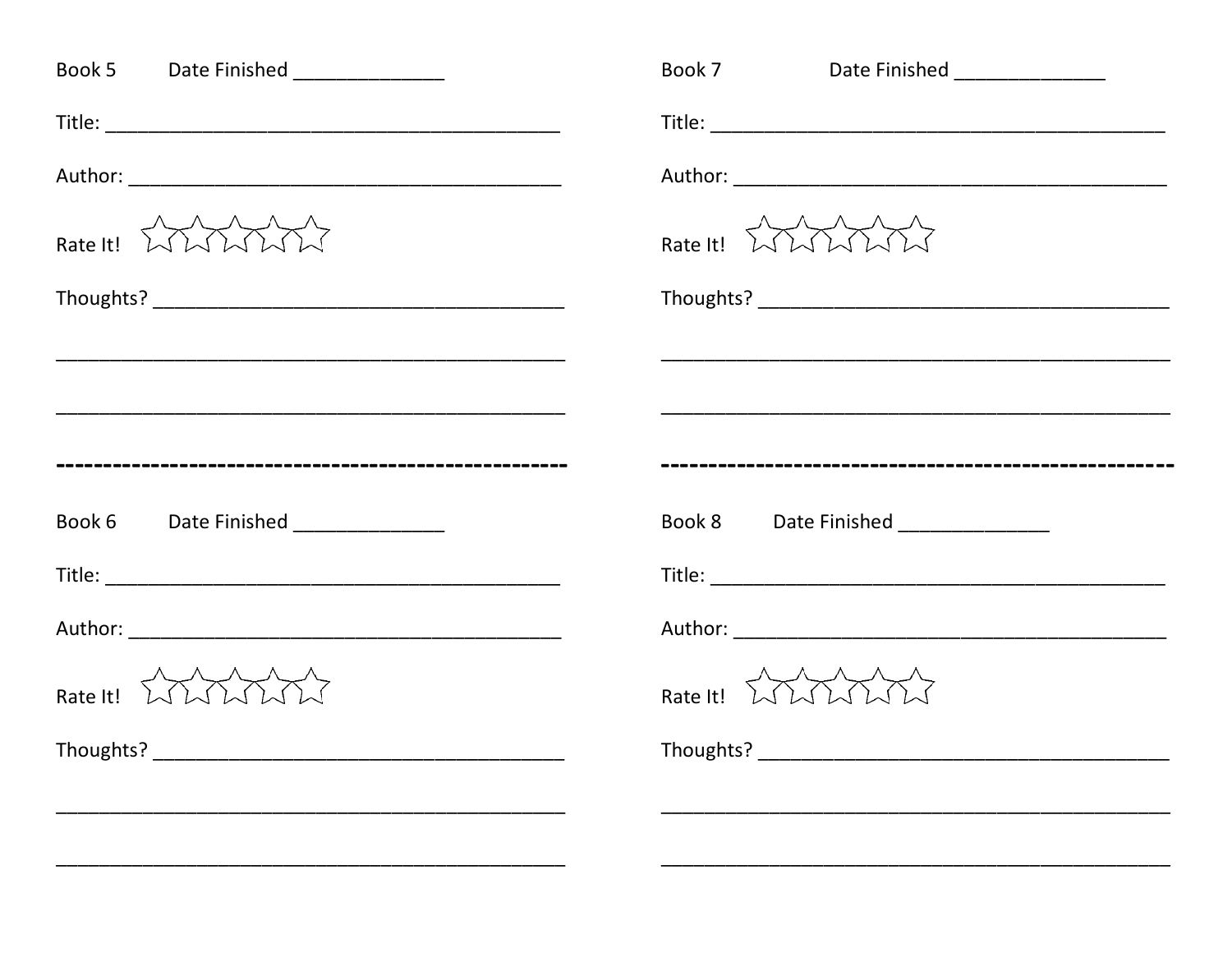Book 5 Date Finished ______________

Title: ___________________________________________

Author: _________________________________________

Rate It! ☆☆☆☆☆

Thoughts? _______________________________________

_______________________________________________

_______________________________________________

-----------------------------------------------------------

Book 6 Date Finished ______________

Title: ___________________________________________

Author: _________________________________________

Rate It! ☆☆☆☆☆

Thoughts? _______________________________________

_______________________________________________

_______________________________________________

Book 7 Date Finished ______________

Title: ___________________________________________

Author: _________________________________________

Rate It! ☆☆☆☆☆

Thoughts? _______________________________________

_______________________________________________

_______________________________________________

-----------------------------------------------------------

Book 8 Date Finished ______________

Title: ___________________________________________

Author: _________________________________________

Rate It! ☆☆☆☆☆

Thoughts? _______________________________________

_______________________________________________

_______________________________________________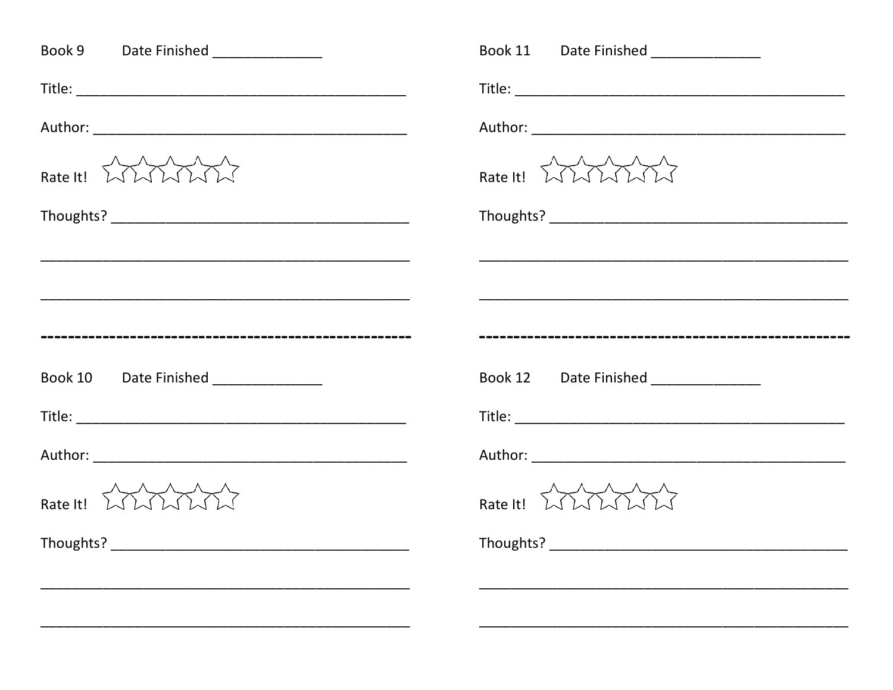Book 9 Date Finished ______________

Title: ___________________________________________

Author: _________________________________________

Rate It! ☆☆☆☆☆

Thoughts? _______________________________________

_______________________________________________

_______________________________________________

---

Book 10 Date Finished ______________

Title: ___________________________________________

Author: _________________________________________

Rate It! ☆☆☆☆☆

Thoughts? _______________________________________

_______________________________________________

_______________________________________________

Book 11 Date Finished ______________

Title: ___________________________________________

Author: _________________________________________

Rate It! ☆☆☆☆☆

Thoughts? _______________________________________

_______________________________________________

_______________________________________________

---

Book 12 Date Finished ______________

Title: ___________________________________________

Author: _________________________________________

Rate It! ☆☆☆☆☆

Thoughts? _______________________________________

_______________________________________________

_______________________________________________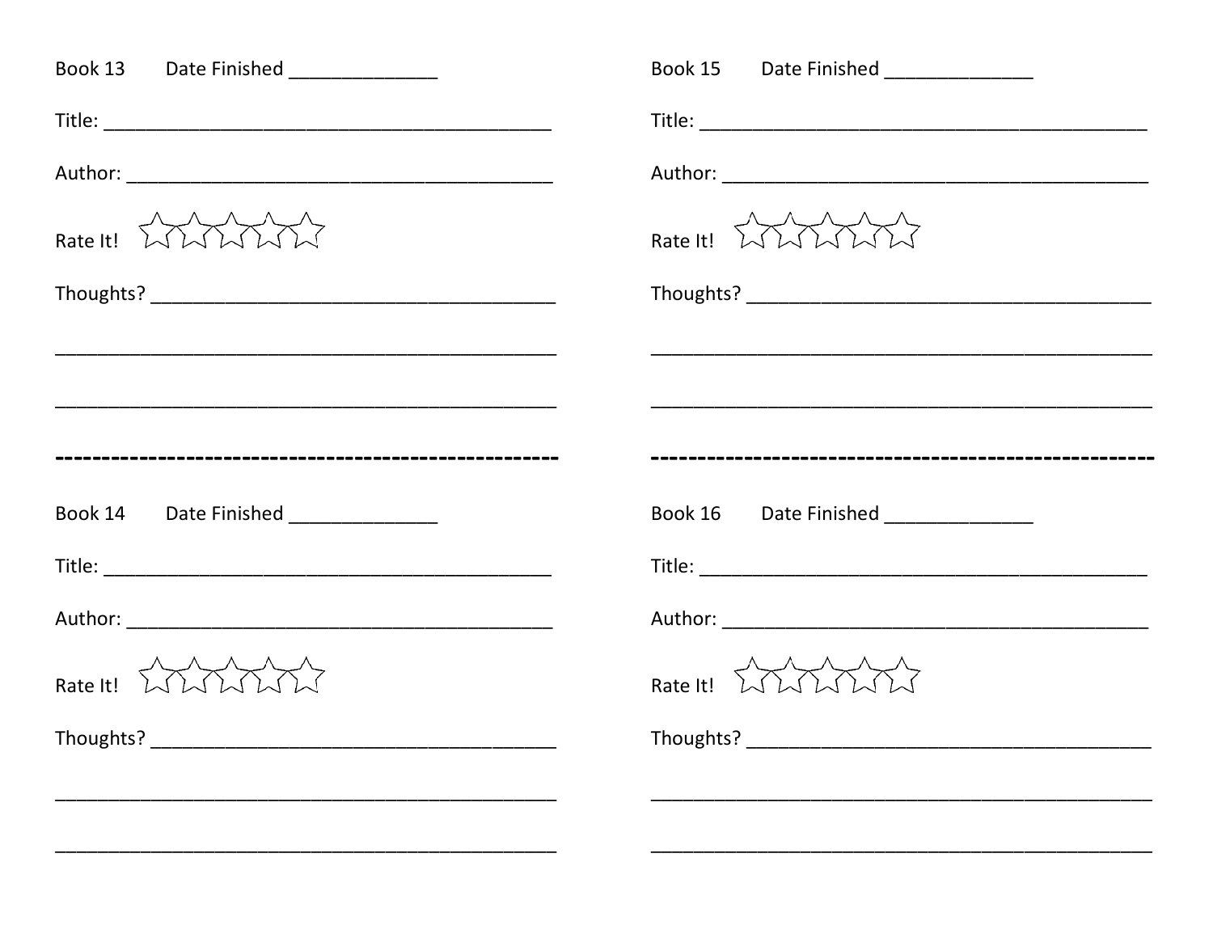Book 13 Date Finished _______________

Title: ___________________________________________

Author: _________________________________________

Rate It! ☆☆☆☆☆

Thoughts? _______________________________________

_________________________________________________

_________________________________________________

---

Book 14 Date Finished _______________

Title: ___________________________________________

Author: _________________________________________

Rate It! ☆☆☆☆☆

Thoughts? _______________________________________

_________________________________________________

_________________________________________________

Book 15 Date Finished _______________

Title: ___________________________________________

Author: _________________________________________

Rate It! ☆☆☆☆☆

Thoughts? _______________________________________

_________________________________________________

_________________________________________________

---

Book 16 Date Finished _______________

Title: ___________________________________________

Author: _________________________________________

Rate It! ☆☆☆☆☆

Thoughts? _______________________________________

_________________________________________________

_________________________________________________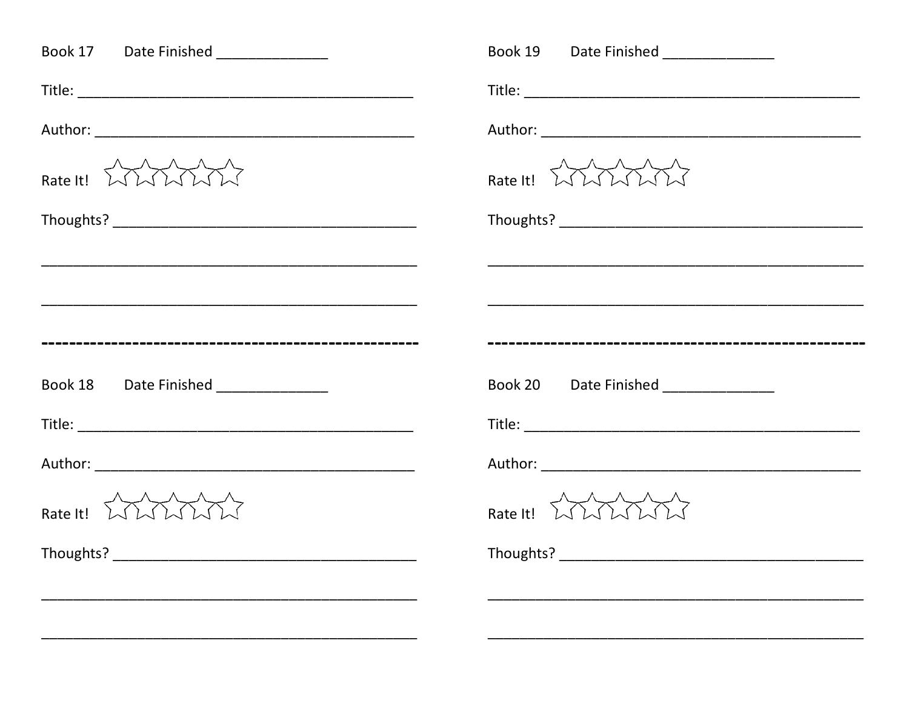Book 17 Date Finished _______________

Title: ____________________________________________

Author: __________________________________________

Rate It! ☆☆☆☆☆

Thoughts? ________________________________________

_________________________________________________

_________________________________________________

---

Book 18 Date Finished _______________

Title: ____________________________________________

Author: __________________________________________

Rate It! ☆☆☆☆☆

Thoughts? ________________________________________

_________________________________________________

_________________________________________________

---

Book 19 Date Finished _______________

Title: ____________________________________________

Author: __________________________________________

Rate It! ☆☆☆☆☆

Thoughts? ________________________________________

_________________________________________________

_________________________________________________

---

Book 20 Date Finished _______________

Title: ____________________________________________

Author: __________________________________________

Rate It! ☆☆☆☆☆

Thoughts? ________________________________________

_________________________________________________

_________________________________________________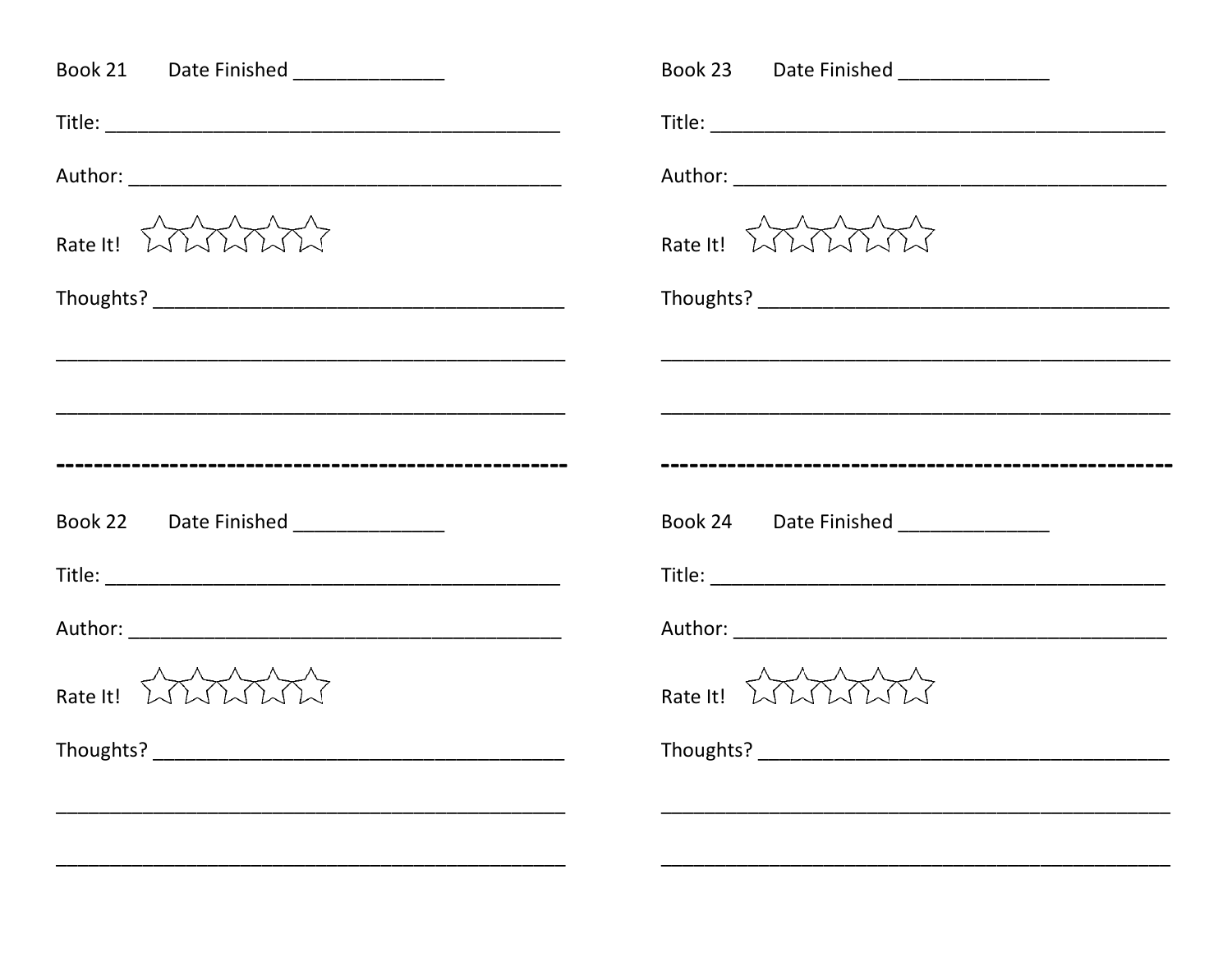Book 21 Date Finished ______________

Title: __________________________________________

Author: ________________________________________

Rate It! ☆☆☆☆☆

Thoughts? ______________________________________

_______________________________________________

_______________________________________________

-----------------------------------------------------------------

Book 22 Date Finished ______________

Title: __________________________________________

Author: ________________________________________

Rate It! ☆☆☆☆☆

Thoughts? ______________________________________

_______________________________________________

_______________________________________________

Book 23 Date Finished ______________

Title: __________________________________________

Author: ________________________________________

Rate It! ☆☆☆☆☆

Thoughts? ______________________________________

_______________________________________________

_______________________________________________

-----------------------------------------------------------------

Book 24 Date Finished ______________

Title: __________________________________________

Author: ________________________________________

Rate It! ☆☆☆☆☆

Thoughts? ______________________________________

_______________________________________________

_______________________________________________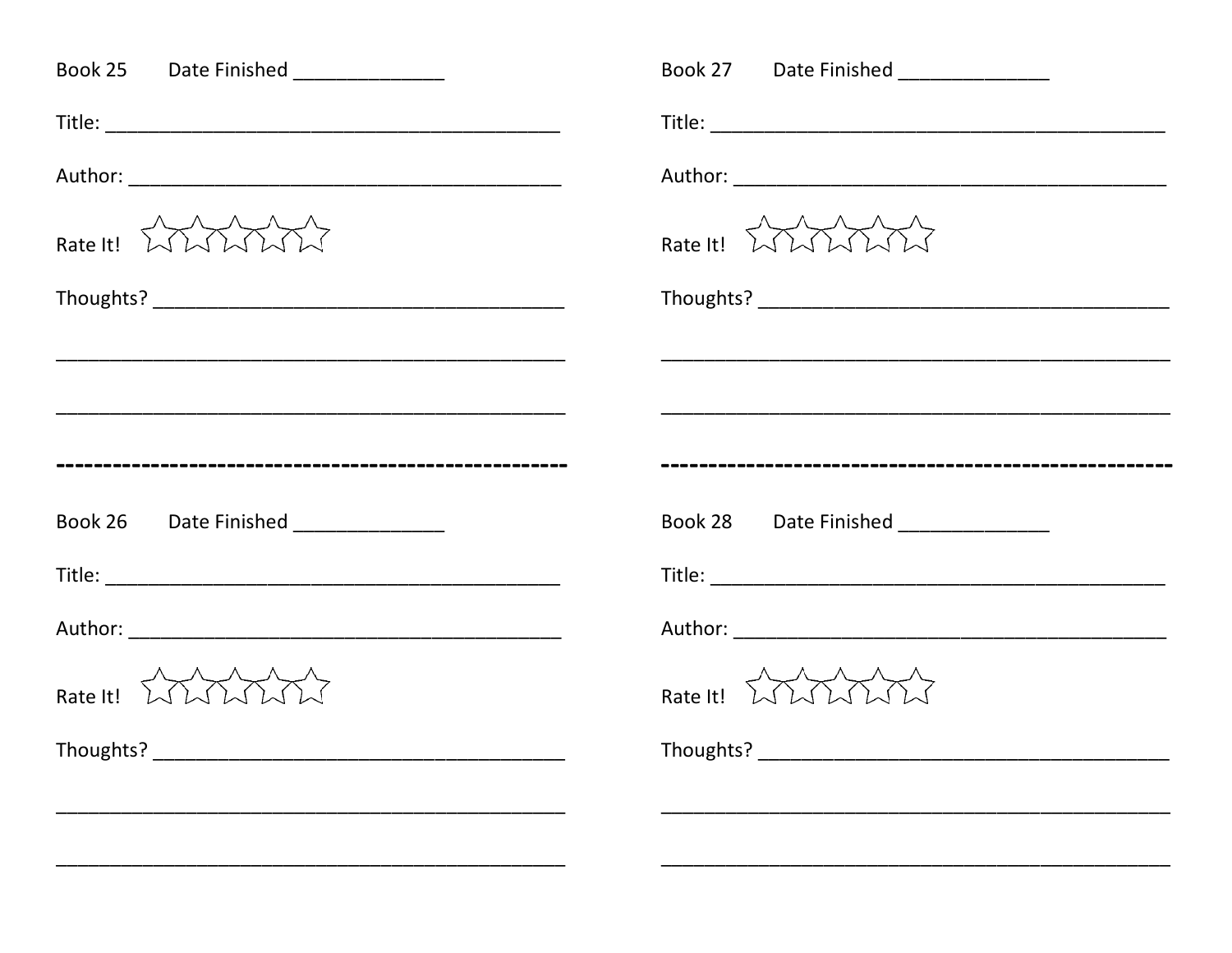Book 25 Date Finished ______________

Title: ___________________________________________

Author: _________________________________________

Rate It! ☆☆☆☆☆

Thoughts? _______________________________________

_______________________________________________

_______________________________________________

-----------------------------------------------------------------

Book 26 Date Finished ______________

Title: ___________________________________________

Author: _________________________________________

Rate It! ☆☆☆☆☆

Thoughts? _______________________________________

_______________________________________________

_______________________________________________

Book 27 Date Finished ______________

Title: ___________________________________________

Author: _________________________________________

Rate It! ☆☆☆☆☆

Thoughts? _______________________________________

_______________________________________________

_______________________________________________

-----------------------------------------------------------------

Book 28 Date Finished ______________

Title: ___________________________________________

Author: _________________________________________

Rate It! ☆☆☆☆☆

Thoughts? _______________________________________

_______________________________________________

_______________________________________________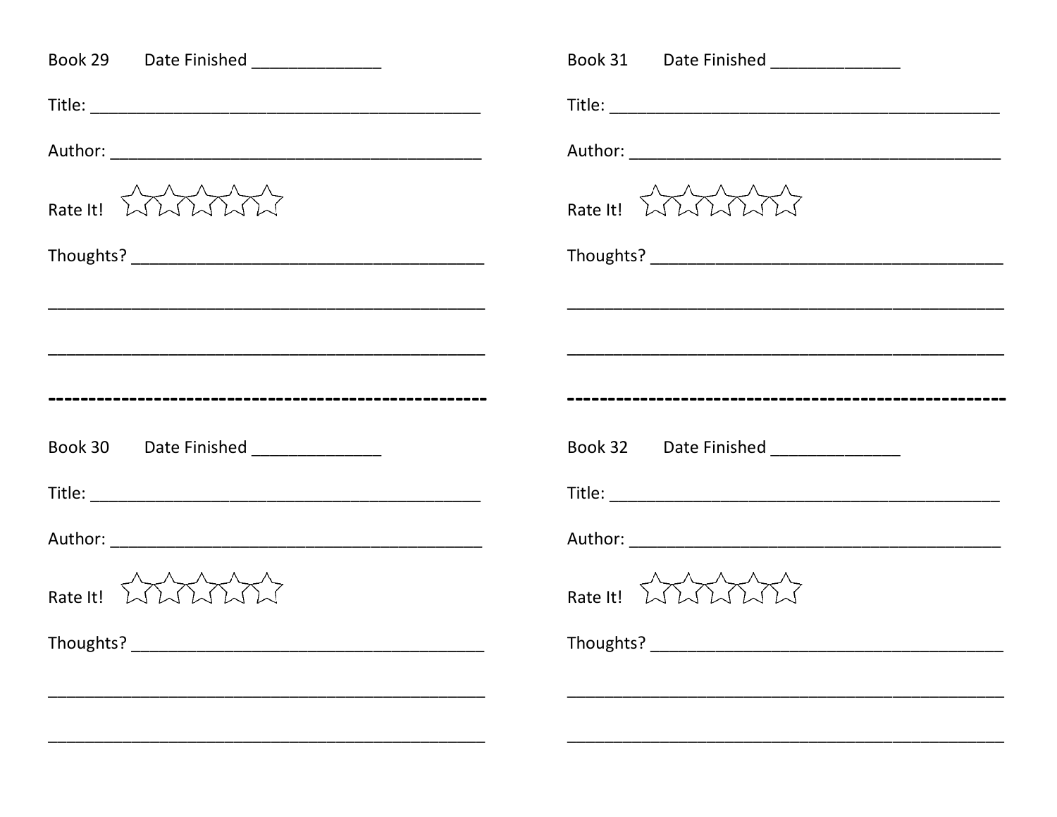Book 29 Date Finished ______________

Title: ____________________________________________

Author: __________________________________________

Rate It! ☆☆☆☆☆

Thoughts? ______________________________________

________________________________________________

________________________________________________

---

Book 30 Date Finished ______________

Title: ____________________________________________

Author: __________________________________________

Rate It! ☆☆☆☆☆

Thoughts? ______________________________________

________________________________________________

________________________________________________

Book 31 Date Finished ______________

Title: ____________________________________________

Author: __________________________________________

Rate It! ☆☆☆☆☆

Thoughts? ______________________________________

________________________________________________

________________________________________________

---

Book 32 Date Finished ______________

Title: ____________________________________________

Author: __________________________________________

Rate It! ☆☆☆☆☆

Thoughts? ______________________________________

________________________________________________

________________________________________________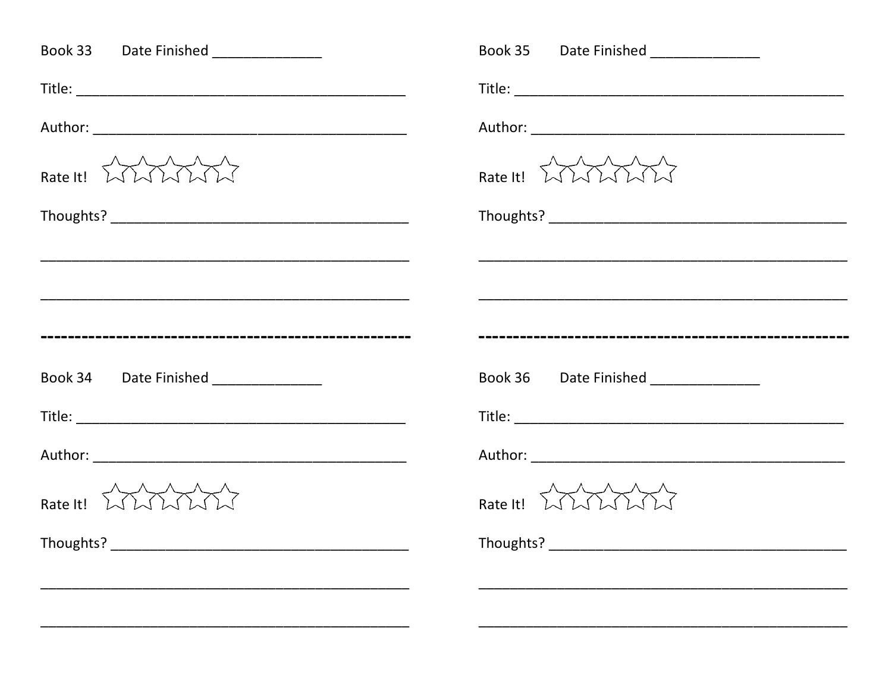Book 33 Date Finished ______________

Title: ___________________________________________

Author: _________________________________________

Rate It! ☆☆☆☆☆

Thoughts? ______________________________________

_______________________________________________

_______________________________________________

---

Book 34 Date Finished ______________

Title: ___________________________________________

Author: _________________________________________

Rate It! ☆☆☆☆☆

Thoughts? ______________________________________

_______________________________________________

_______________________________________________

Book 35 Date Finished ______________

Title: ___________________________________________

Author: _________________________________________

Rate It! ☆☆☆☆☆

Thoughts? ______________________________________

_______________________________________________

_______________________________________________

---

Book 36 Date Finished ______________

Title: ___________________________________________

Author: _________________________________________

Rate It! ☆☆☆☆☆

Thoughts? ______________________________________

_______________________________________________

_______________________________________________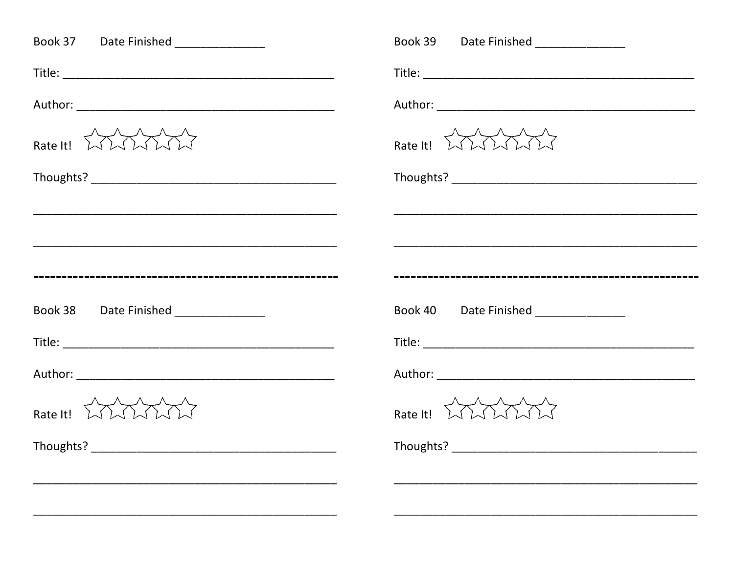Book 37 Date Finished ______________

Title: __________________________________________

Author: ________________________________________

Rate It! ☆☆☆☆☆

Thoughts? _______________________________________

_______________________________________________

_______________________________________________

---

Book 38 Date Finished ______________

Title: __________________________________________

Author: ________________________________________

Rate It! ☆☆☆☆☆

Thoughts? _______________________________________

_______________________________________________

_______________________________________________

---

Book 39 Date Finished ______________

Title: __________________________________________

Author: ________________________________________

Rate It! ☆☆☆☆☆

Thoughts? _______________________________________

_______________________________________________

_______________________________________________

---

Book 40 Date Finished ______________

Title: __________________________________________

Author: ________________________________________

Rate It! ☆☆☆☆☆

Thoughts? _______________________________________

_______________________________________________

_______________________________________________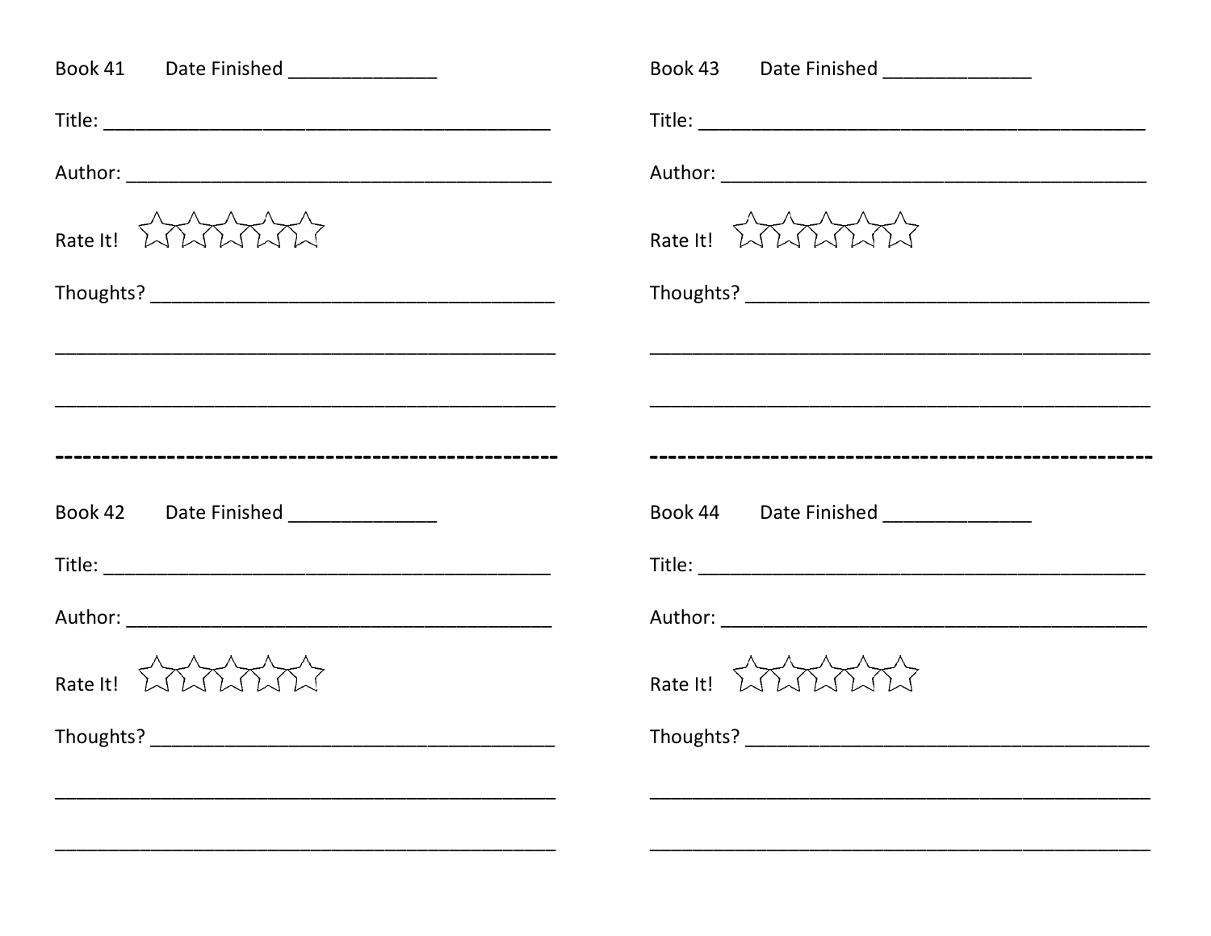Book 41 Date Finished ______________

Title: ___________________________________________

Author: _________________________________________

Rate It! ☆☆☆☆☆

Thoughts? _______________________________________

________________________________________________

________________________________________________

------------------------------------------------------------------

Book 42 Date Finished ______________

Title: ___________________________________________

Author: _________________________________________

Rate It! ☆☆☆☆☆

Thoughts? _______________________________________

________________________________________________

________________________________________________

Book 43 Date Finished ______________

Title: ___________________________________________

Author: _________________________________________

Rate It! ☆☆☆☆☆

Thoughts? _______________________________________

________________________________________________

________________________________________________

------------------------------------------------------------------

Book 44 Date Finished ______________

Title: ___________________________________________

Author: _________________________________________

Rate It! ☆☆☆☆☆

Thoughts? _______________________________________

________________________________________________

________________________________________________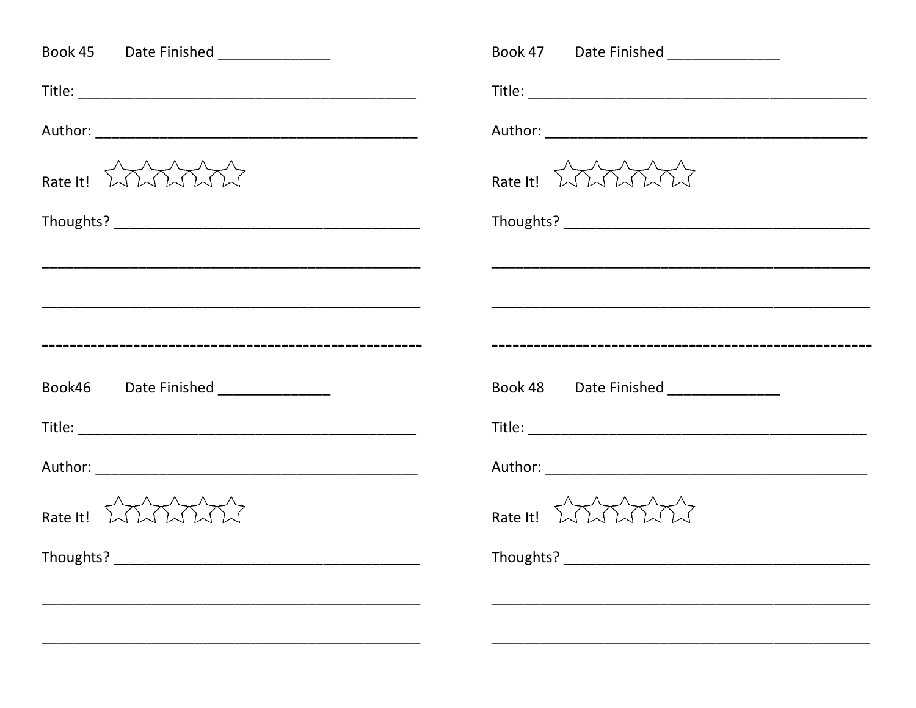Book 45 Date Finished ______________

Title: ___________________________________________

Author: __________________________________________

Rate It! ☆☆☆☆☆

Thoughts? _______________________________________

_________________________________________________

_________________________________________________

---

Book46 Date Finished ______________

Title: ___________________________________________

Author: __________________________________________

Rate It! ☆☆☆☆☆

Thoughts? _______________________________________

_________________________________________________

_________________________________________________

Book 47 Date Finished ______________

Title: ___________________________________________

Author: __________________________________________

Rate It! ☆☆☆☆☆

Thoughts? _______________________________________

_________________________________________________

_________________________________________________

---

Book 48 Date Finished ______________

Title: ___________________________________________

Author: __________________________________________

Rate It! ☆☆☆☆☆

Thoughts? _______________________________________

_________________________________________________

_________________________________________________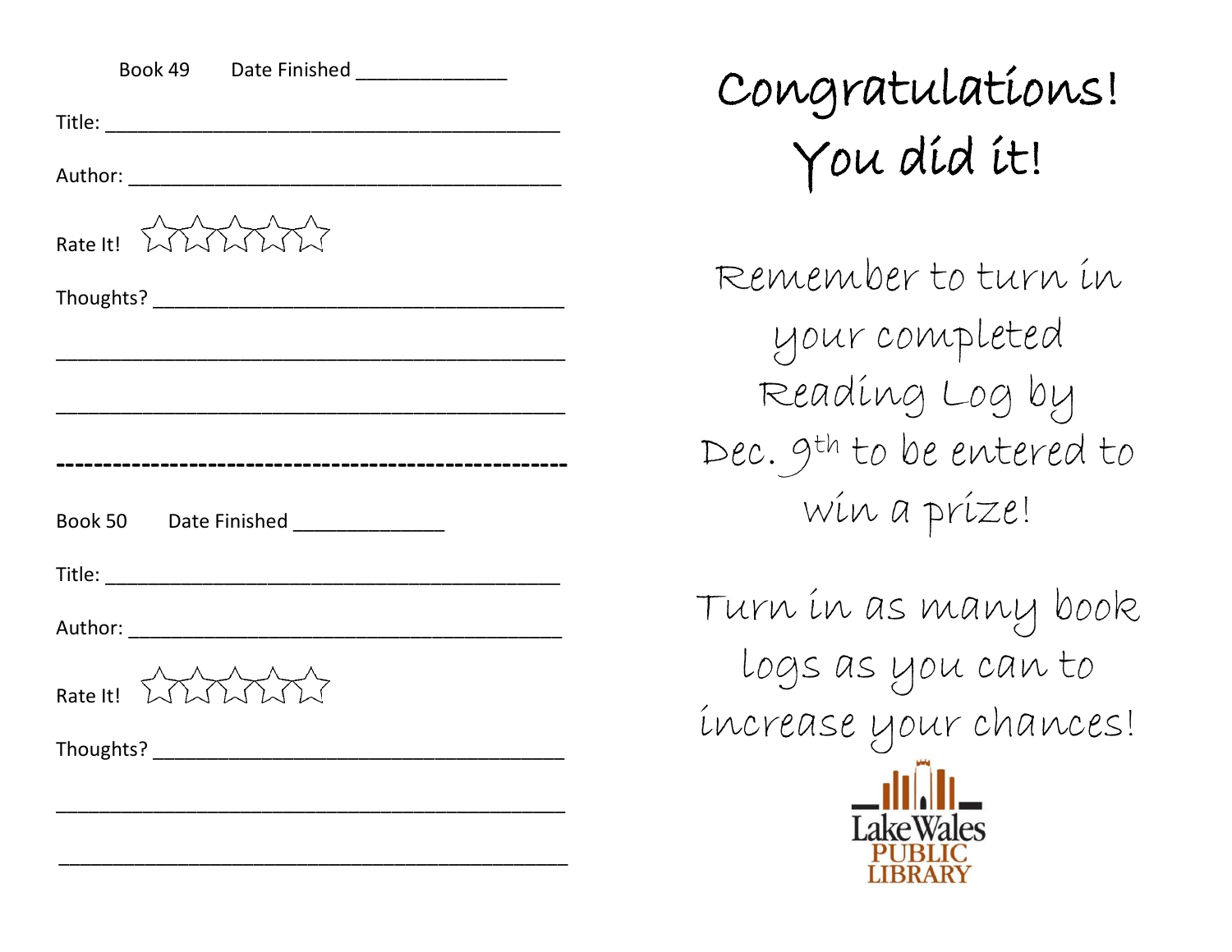Book 49 Date Finished ______________

Title: ___________________________________________

Author: _________________________________________

Rate It! ☆☆☆☆☆

Thoughts? _______________________________________

_______________________________________________

_______________________________________________

---

Book 50 Date Finished ______________

Title: ___________________________________________

Author: _________________________________________

Rate It! ☆☆☆☆☆

Thoughts? _______________________________________

_______________________________________________

_______________________________________________

# Congratulations! You did it!

Remember to turn in your completed Reading Log by Dec. 9th to be entered to win a prize!

Turn in as many book logs as you can to increase your chances!

Lake Wales PUBLIC LIBRARY